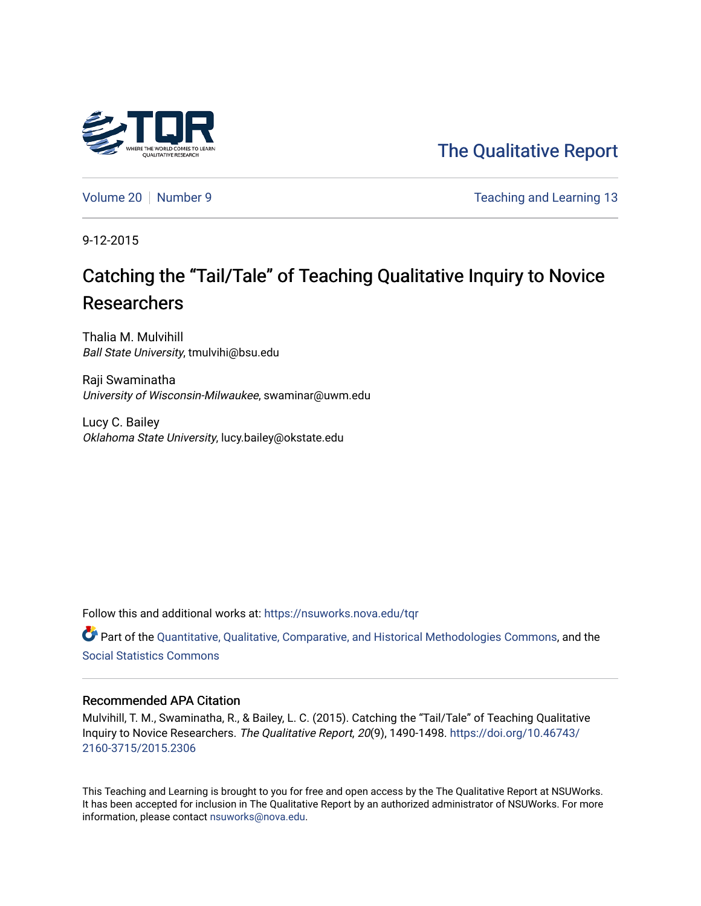The Qualitative Report

Volume 20 | Number 9

Teaching and Learning 13

9-12-2015

# Catching the “Tail/Tale” of Teaching Qualitative Inquiry to Novice Researchers

Thalia M. Mulvihill
*Ball State University*, tmulvihi@bsu.edu

Raji Swaminatha
*University of Wisconsin-Milwaukee*, swaminar@uwm.edu

Lucy C. Bailey
*Oklahoma State University*, lucy.bailey@okstate.edu

Follow this and additional works at: https://nsuworks.nova.edu/tqr

Part of the Quantitative, Qualitative, Comparative, and Historical Methodologies Commons, and the Social Statistics Commons

## Recommended APA Citation

Mulvihill, T. M., Swaminatha, R., & Bailey, L. C. (2015). Catching the “Tail/Tale” of Teaching Qualitative Inquiry to Novice Researchers. *The Qualitative Report*, *20*(9), 1490-1498. https://doi.org/10.46743/2160-3715/2015.2306

This Teaching and Learning is brought to you for free and open access by the The Qualitative Report at NSUWorks. It has been accepted for inclusion in The Qualitative Report by an authorized administrator of NSUWorks. For more information, please contact nsuworks@nova.edu.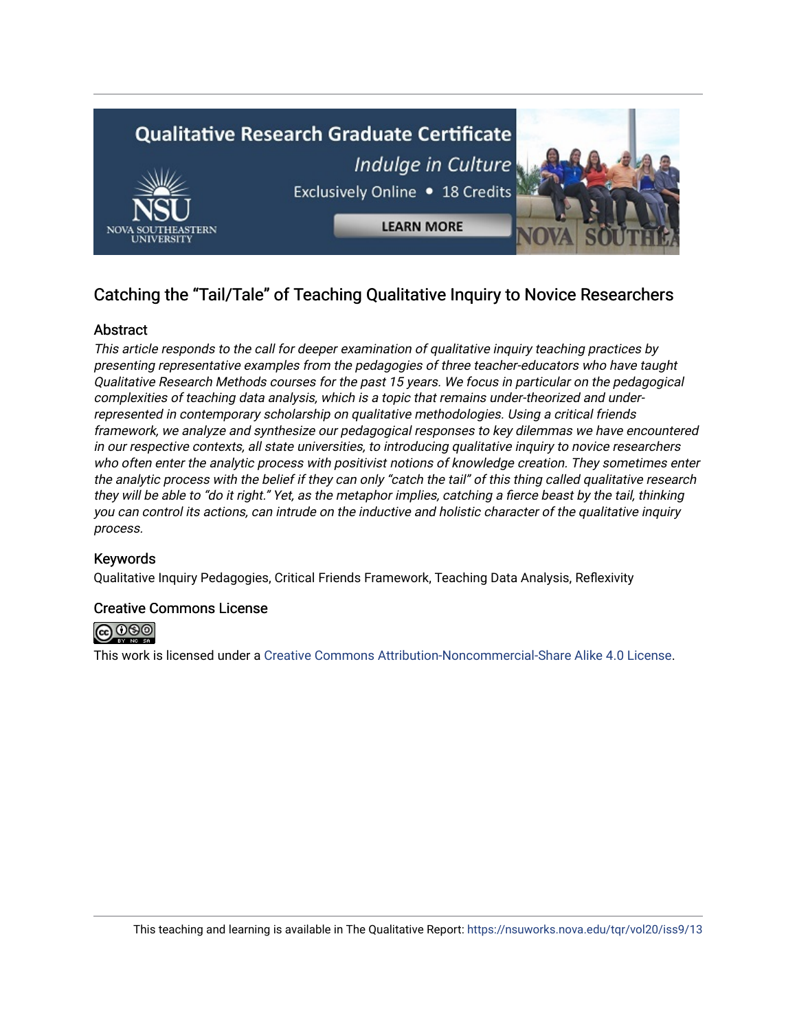# Catching the "Tail/Tale" of Teaching Qualitative Inquiry to Novice Researchers

## Abstract

*This article responds to the call for deeper examination of qualitative inquiry teaching practices by presenting representative examples from the pedagogies of three teacher-educators who have taught Qualitative Research Methods courses for the past 15 years. We focus in particular on the pedagogical complexities of teaching data analysis, which is a topic that remains under-theorized and under-represented in contemporary scholarship on qualitative methodologies. Using a critical friends framework, we analyze and synthesize our pedagogical responses to key dilemmas we have encountered in our respective contexts, all state universities, to introducing qualitative inquiry to novice researchers who often enter the analytic process with positivist notions of knowledge creation. They sometimes enter the analytic process with the belief if they can only "catch the tail" of this thing called qualitative research they will be able to "do it right." Yet, as the metaphor implies, catching a fierce beast by the tail, thinking you can control its actions, can intrude on the inductive and holistic character of the qualitative inquiry process.*

## Keywords

Qualitative Inquiry Pedagogies, Critical Friends Framework, Teaching Data Analysis, Reflexivity

## Creative Commons License

This work is licensed under a Creative Commons Attribution-Noncommercial-Share Alike 4.0 License.

This teaching and learning is available in The Qualitative Report: https://nsuworks.nova.edu/tqr/vol20/iss9/13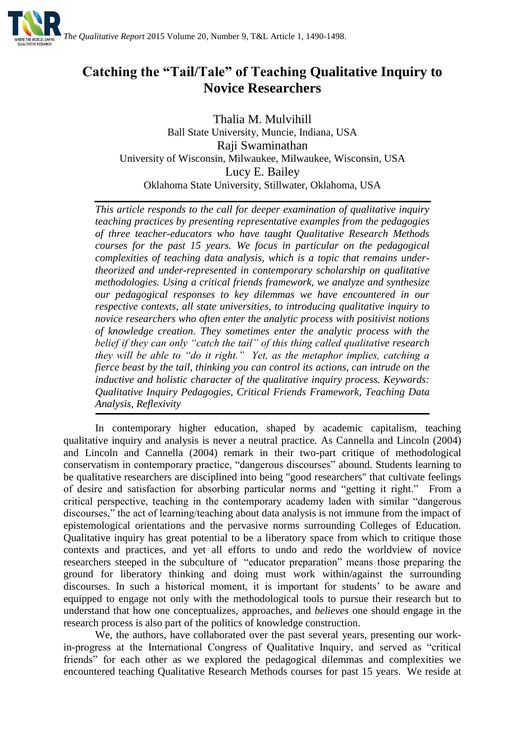# Catching the "Tail/Tale" of Teaching Qualitative Inquiry to Novice Researchers

Thalia M. Mulvihill
Ball State University, Muncie, Indiana, USA

Raji Swaminathan
University of Wisconsin, Milwaukee, Milwaukee, Wisconsin, USA

Lucy E. Bailey
Oklahoma State University, Stillwater, Oklahoma, USA

*This article responds to the call for deeper examination of qualitative inquiry teaching practices by presenting representative examples from the pedagogies of three teacher-educators who have taught Qualitative Research Methods courses for the past 15 years. We focus in particular on the pedagogical complexities of teaching data analysis, which is a topic that remains under-theorized and under-represented in contemporary scholarship on qualitative methodologies. Using a critical friends framework, we analyze and synthesize our pedagogical responses to key dilemmas we have encountered in our respective contexts, all state universities, to introducing qualitative inquiry to novice researchers who often enter the analytic process with positivist notions of knowledge creation. They sometimes enter the analytic process with the belief if they can only "catch the tail" of this thing called qualitative research they will be able to "do it right." Yet, as the metaphor implies, catching a fierce beast by the tail, thinking you can control its actions, can intrude on the inductive and holistic character of the qualitative inquiry process. Keywords: Qualitative Inquiry Pedagogies, Critical Friends Framework, Teaching Data Analysis, Reflexivity*

In contemporary higher education, shaped by academic capitalism, teaching qualitative inquiry and analysis is never a neutral practice. As Cannella and Lincoln (2004) and Lincoln and Cannella (2004) remark in their two-part critique of methodological conservatism in contemporary practice, "dangerous discourses" abound. Students learning to be qualitative researchers are disciplined into being "good researchers" that cultivate feelings of desire and satisfaction for absorbing particular norms and "getting it right." From a critical perspective, teaching in the contemporary academy laden with similar "dangerous discourses," the act of learning/teaching about data analysis is not immune from the impact of epistemological orientations and the pervasive norms surrounding Colleges of Education. Qualitative inquiry has great potential to be a liberatory space from which to critique those contexts and practices, and yet all efforts to undo and redo the worldview of novice researchers steeped in the subculture of "educator preparation" means those preparing the ground for liberatory thinking and doing must work within/against the surrounding discourses. In such a historical moment, it is important for students' to be aware and equipped to engage not only with the methodological tools to pursue their research but to understand that how one conceptualizes, approaches, and *believes* one should engage in the research process is also part of the politics of knowledge construction.

We, the authors, have collaborated over the past several years, presenting our work-in-progress at the International Congress of Qualitative Inquiry, and served as "critical friends" for each other as we explored the pedagogical dilemmas and complexities we encountered teaching Qualitative Research Methods courses for past 15 years. We reside at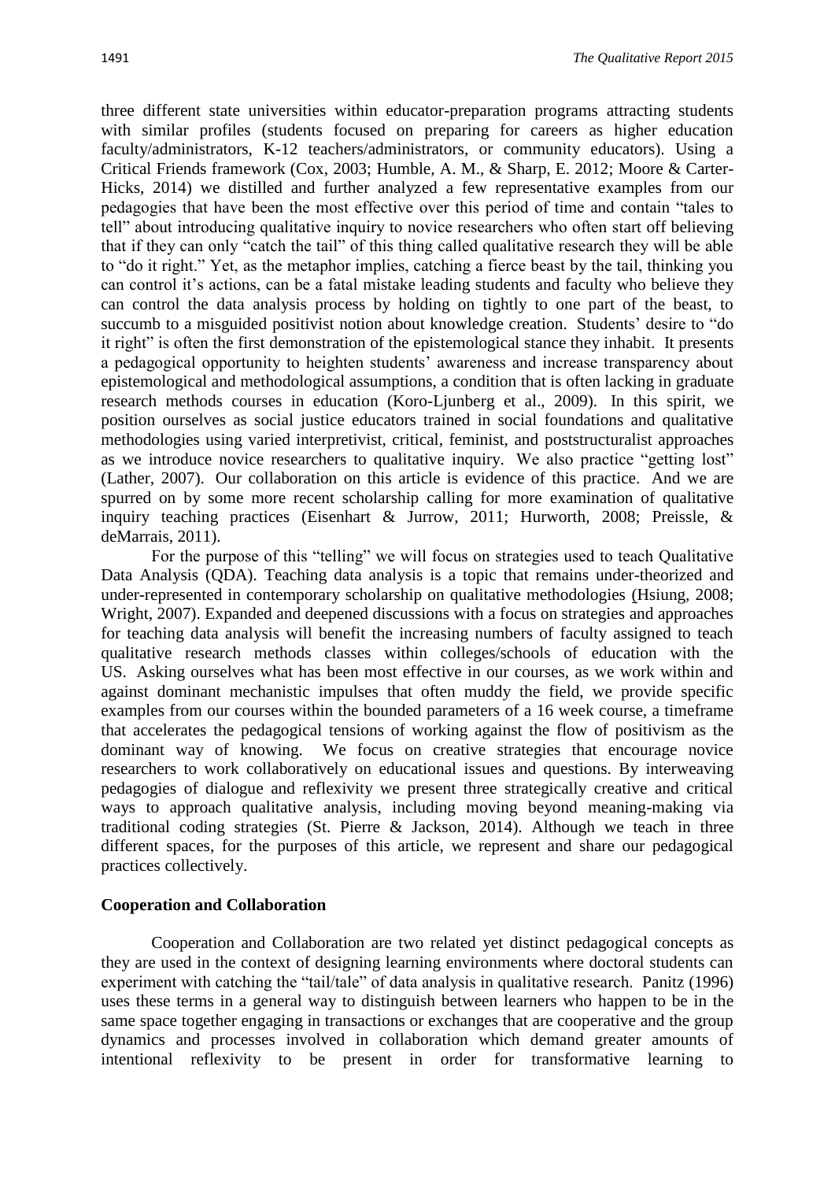three different state universities within educator-preparation programs attracting students with similar profiles (students focused on preparing for careers as higher education faculty/administrators, K-12 teachers/administrators, or community educators). Using a Critical Friends framework (Cox, 2003; Humble, A. M., & Sharp, E. 2012; Moore & Carter-Hicks, 2014) we distilled and further analyzed a few representative examples from our pedagogies that have been the most effective over this period of time and contain "tales to tell" about introducing qualitative inquiry to novice researchers who often start off believing that if they can only "catch the tail" of this thing called qualitative research they will be able to "do it right." Yet, as the metaphor implies, catching a fierce beast by the tail, thinking you can control it's actions, can be a fatal mistake leading students and faculty who believe they can control the data analysis process by holding on tightly to one part of the beast, to succumb to a misguided positivist notion about knowledge creation. Students' desire to "do it right" is often the first demonstration of the epistemological stance they inhabit. It presents a pedagogical opportunity to heighten students' awareness and increase transparency about epistemological and methodological assumptions, a condition that is often lacking in graduate research methods courses in education (Koro-Ljunberg et al., 2009). In this spirit, we position ourselves as social justice educators trained in social foundations and qualitative methodologies using varied interpretivist, critical, feminist, and poststructuralist approaches as we introduce novice researchers to qualitative inquiry. We also practice "getting lost" (Lather, 2007). Our collaboration on this article is evidence of this practice. And we are spurred on by some more recent scholarship calling for more examination of qualitative inquiry teaching practices (Eisenhart & Jurrow, 2011; Hurworth, 2008; Preissle, & deMarrais, 2011).

For the purpose of this "telling" we will focus on strategies used to teach Qualitative Data Analysis (QDA). Teaching data analysis is a topic that remains under-theorized and under-represented in contemporary scholarship on qualitative methodologies (Hsiung, 2008; Wright, 2007). Expanded and deepened discussions with a focus on strategies and approaches for teaching data analysis will benefit the increasing numbers of faculty assigned to teach qualitative research methods classes within colleges/schools of education with the US. Asking ourselves what has been most effective in our courses, as we work within and against dominant mechanistic impulses that often muddy the field, we provide specific examples from our courses within the bounded parameters of a 16 week course, a timeframe that accelerates the pedagogical tensions of working against the flow of positivism as the dominant way of knowing. We focus on creative strategies that encourage novice researchers to work collaboratively on educational issues and questions. By interweaving pedagogies of dialogue and reflexivity we present three strategically creative and critical ways to approach qualitative analysis, including moving beyond meaning-making via traditional coding strategies (St. Pierre & Jackson, 2014). Although we teach in three different spaces, for the purposes of this article, we represent and share our pedagogical practices collectively.

**Cooperation and Collaboration**

Cooperation and Collaboration are two related yet distinct pedagogical concepts as they are used in the context of designing learning environments where doctoral students can experiment with catching the "tail/tale" of data analysis in qualitative research. Panitz (1996) uses these terms in a general way to distinguish between learners who happen to be in the same space together engaging in transactions or exchanges that are cooperative and the group dynamics and processes involved in collaboration which demand greater amounts of intentional reflexivity to be present in order for transformative learning to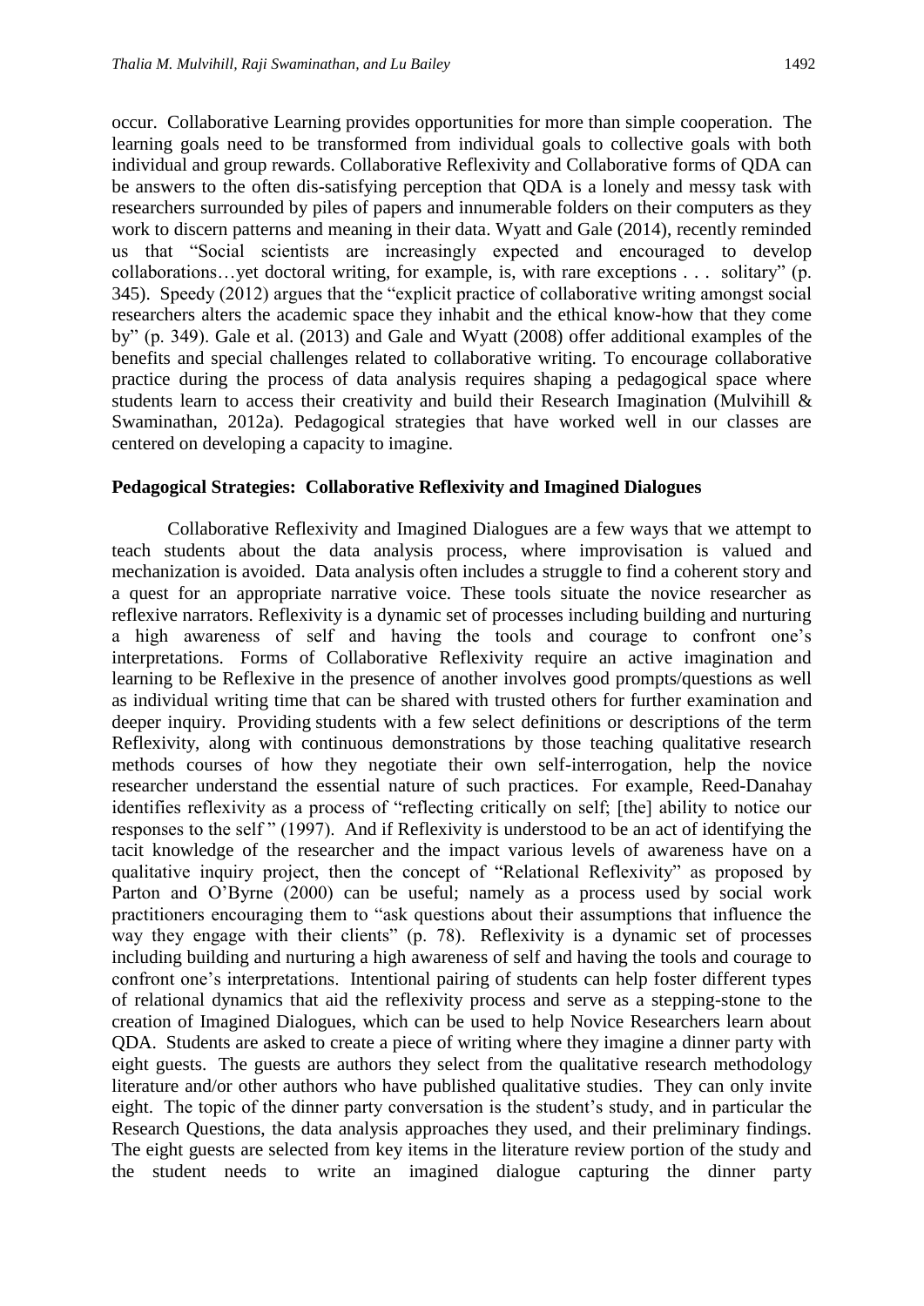occur. Collaborative Learning provides opportunities for more than simple cooperation. The learning goals need to be transformed from individual goals to collective goals with both individual and group rewards. Collaborative Reflexivity and Collaborative forms of QDA can be answers to the often dis-satisfying perception that QDA is a lonely and messy task with researchers surrounded by piles of papers and innumerable folders on their computers as they work to discern patterns and meaning in their data. Wyatt and Gale (2014), recently reminded us that "Social scientists are increasingly expected and encouraged to develop collaborations…yet doctoral writing, for example, is, with rare exceptions . . . solitary" (p. 345). Speedy (2012) argues that the "explicit practice of collaborative writing amongst social researchers alters the academic space they inhabit and the ethical know-how that they come by" (p. 349). Gale et al. (2013) and Gale and Wyatt (2008) offer additional examples of the benefits and special challenges related to collaborative writing. To encourage collaborative practice during the process of data analysis requires shaping a pedagogical space where students learn to access their creativity and build their Research Imagination (Mulvihill & Swaminathan, 2012a). Pedagogical strategies that have worked well in our classes are centered on developing a capacity to imagine.

**Pedagogical Strategies: Collaborative Reflexivity and Imagined Dialogues**

Collaborative Reflexivity and Imagined Dialogues are a few ways that we attempt to teach students about the data analysis process, where improvisation is valued and mechanization is avoided. Data analysis often includes a struggle to find a coherent story and a quest for an appropriate narrative voice. These tools situate the novice researcher as reflexive narrators. Reflexivity is a dynamic set of processes including building and nurturing a high awareness of self and having the tools and courage to confront one's interpretations. Forms of Collaborative Reflexivity require an active imagination and learning to be Reflexive in the presence of another involves good prompts/questions as well as individual writing time that can be shared with trusted others for further examination and deeper inquiry. Providing students with a few select definitions or descriptions of the term Reflexivity, along with continuous demonstrations by those teaching qualitative research methods courses of how they negotiate their own self-interrogation, help the novice researcher understand the essential nature of such practices. For example, Reed-Danahay identifies reflexivity as a process of "reflecting critically on self; [the] ability to notice our responses to the self " (1997). And if Reflexivity is understood to be an act of identifying the tacit knowledge of the researcher and the impact various levels of awareness have on a qualitative inquiry project, then the concept of "Relational Reflexivity" as proposed by Parton and O'Byrne (2000) can be useful; namely as a process used by social work practitioners encouraging them to "ask questions about their assumptions that influence the way they engage with their clients" (p. 78). Reflexivity is a dynamic set of processes including building and nurturing a high awareness of self and having the tools and courage to confront one's interpretations. Intentional pairing of students can help foster different types of relational dynamics that aid the reflexivity process and serve as a stepping-stone to the creation of Imagined Dialogues, which can be used to help Novice Researchers learn about QDA. Students are asked to create a piece of writing where they imagine a dinner party with eight guests. The guests are authors they select from the qualitative research methodology literature and/or other authors who have published qualitative studies. They can only invite eight. The topic of the dinner party conversation is the student's study, and in particular the Research Questions, the data analysis approaches they used, and their preliminary findings. The eight guests are selected from key items in the literature review portion of the study and the student needs to write an imagined dialogue capturing the dinner party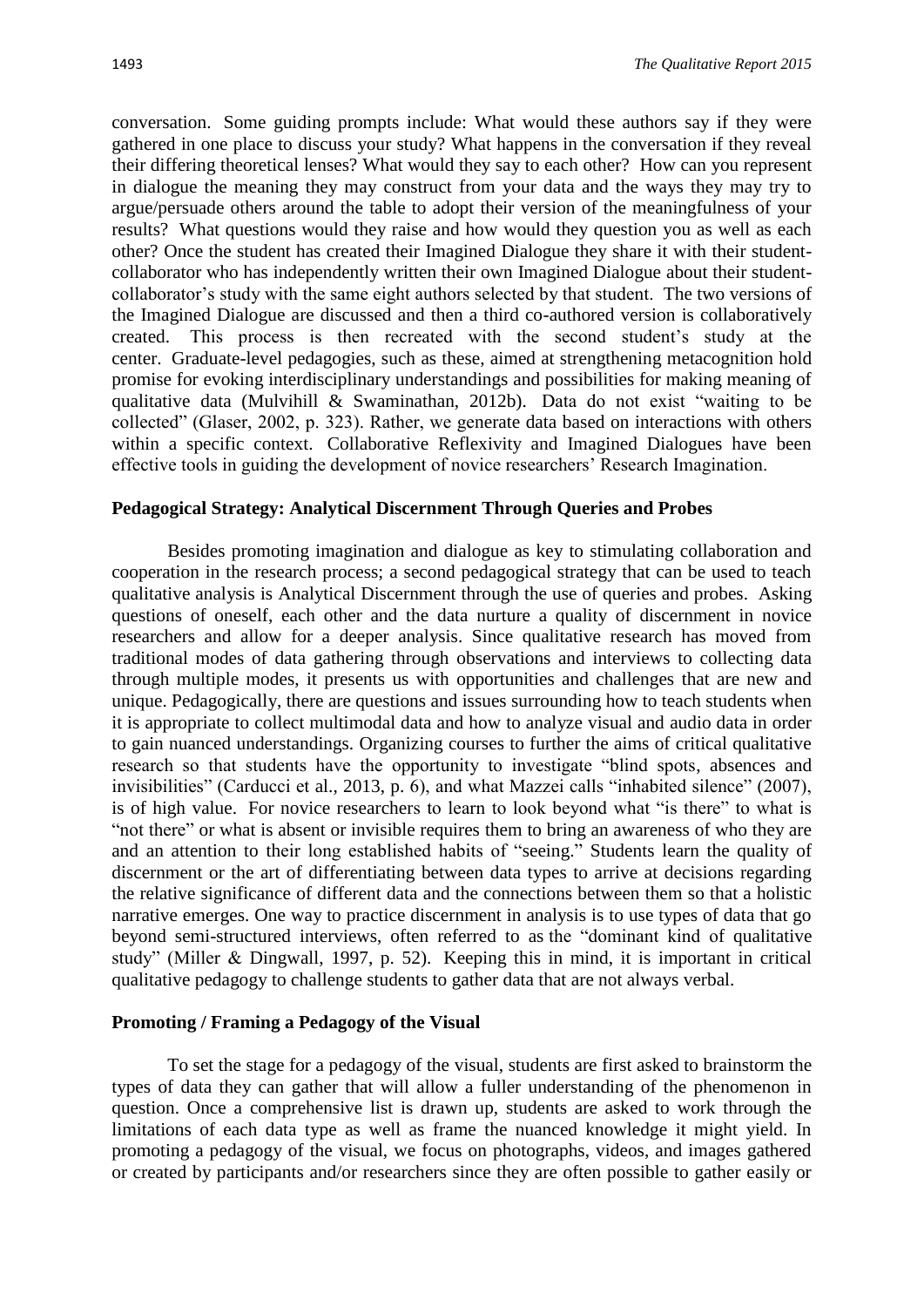conversation. Some guiding prompts include: What would these authors say if they were gathered in one place to discuss your study? What happens in the conversation if they reveal their differing theoretical lenses? What would they say to each other? How can you represent in dialogue the meaning they may construct from your data and the ways they may try to argue/persuade others around the table to adopt their version of the meaningfulness of your results? What questions would they raise and how would they question you as well as each other? Once the student has created their Imagined Dialogue they share it with their student-collaborator who has independently written their own Imagined Dialogue about their student-collaborator's study with the same eight authors selected by that student. The two versions of the Imagined Dialogue are discussed and then a third co-authored version is collaboratively created. This process is then recreated with the second student's study at the center. Graduate-level pedagogies, such as these, aimed at strengthening metacognition hold promise for evoking interdisciplinary understandings and possibilities for making meaning of qualitative data (Mulvihill & Swaminathan, 2012b). Data do not exist "waiting to be collected" (Glaser, 2002, p. 323). Rather, we generate data based on interactions with others within a specific context. Collaborative Reflexivity and Imagined Dialogues have been effective tools in guiding the development of novice researchers' Research Imagination.

### Pedagogical Strategy: Analytical Discernment Through Queries and Probes

Besides promoting imagination and dialogue as key to stimulating collaboration and cooperation in the research process; a second pedagogical strategy that can be used to teach qualitative analysis is Analytical Discernment through the use of queries and probes. Asking questions of oneself, each other and the data nurture a quality of discernment in novice researchers and allow for a deeper analysis. Since qualitative research has moved from traditional modes of data gathering through observations and interviews to collecting data through multiple modes, it presents us with opportunities and challenges that are new and unique. Pedagogically, there are questions and issues surrounding how to teach students when it is appropriate to collect multimodal data and how to analyze visual and audio data in order to gain nuanced understandings. Organizing courses to further the aims of critical qualitative research so that students have the opportunity to investigate "blind spots, absences and invisibilities" (Carducci et al., 2013, p. 6), and what Mazzei calls "inhabited silence" (2007), is of high value. For novice researchers to learn to look beyond what "is there" to what is "not there" or what is absent or invisible requires them to bring an awareness of who they are and an attention to their long established habits of "seeing." Students learn the quality of discernment or the art of differentiating between data types to arrive at decisions regarding the relative significance of different data and the connections between them so that a holistic narrative emerges. One way to practice discernment in analysis is to use types of data that go beyond semi-structured interviews, often referred to as the "dominant kind of qualitative study" (Miller & Dingwall, 1997, p. 52). Keeping this in mind, it is important in critical qualitative pedagogy to challenge students to gather data that are not always verbal.

### Promoting / Framing a Pedagogy of the Visual

To set the stage for a pedagogy of the visual, students are first asked to brainstorm the types of data they can gather that will allow a fuller understanding of the phenomenon in question. Once a comprehensive list is drawn up, students are asked to work through the limitations of each data type as well as frame the nuanced knowledge it might yield. In promoting a pedagogy of the visual, we focus on photographs, videos, and images gathered or created by participants and/or researchers since they are often possible to gather easily or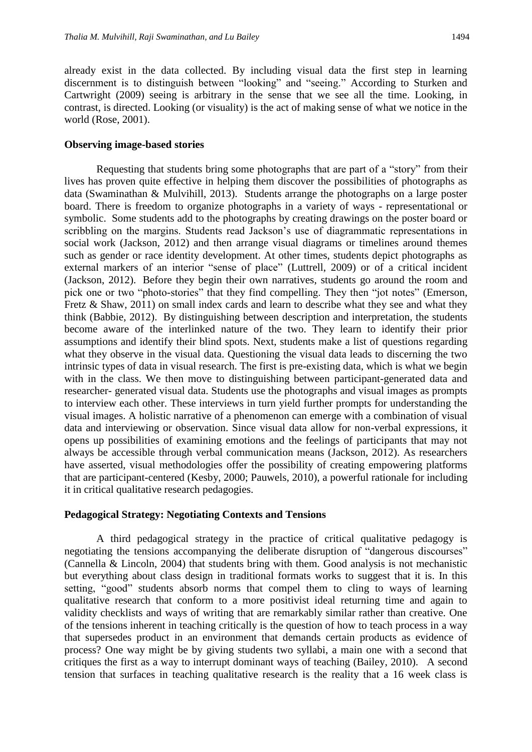already exist in the data collected. By including visual data the first step in learning discernment is to distinguish between "looking" and "seeing." According to Sturken and Cartwright (2009) seeing is arbitrary in the sense that we see all the time. Looking, in contrast, is directed. Looking (or visuality) is the act of making sense of what we notice in the world (Rose, 2001).

### Observing image-based stories

Requesting that students bring some photographs that are part of a "story" from their lives has proven quite effective in helping them discover the possibilities of photographs as data (Swaminathan & Mulvihill, 2013). Students arrange the photographs on a large poster board. There is freedom to organize photographs in a variety of ways - representational or symbolic. Some students add to the photographs by creating drawings on the poster board or scribbling on the margins. Students read Jackson's use of diagrammatic representations in social work (Jackson, 2012) and then arrange visual diagrams or timelines around themes such as gender or race identity development. At other times, students depict photographs as external markers of an interior "sense of place" (Luttrell, 2009) or of a critical incident (Jackson, 2012). Before they begin their own narratives, students go around the room and pick one or two "photo-stories" that they find compelling. They then "jot notes" (Emerson, Fretz & Shaw, 2011) on small index cards and learn to describe what they see and what they think (Babbie, 2012). By distinguishing between description and interpretation, the students become aware of the interlinked nature of the two. They learn to identify their prior assumptions and identify their blind spots. Next, students make a list of questions regarding what they observe in the visual data. Questioning the visual data leads to discerning the two intrinsic types of data in visual research. The first is pre-existing data, which is what we begin with in the class. We then move to distinguishing between participant-generated data and researcher- generated visual data. Students use the photographs and visual images as prompts to interview each other. These interviews in turn yield further prompts for understanding the visual images. A holistic narrative of a phenomenon can emerge with a combination of visual data and interviewing or observation. Since visual data allow for non-verbal expressions, it opens up possibilities of examining emotions and the feelings of participants that may not always be accessible through verbal communication means (Jackson, 2012). As researchers have asserted, visual methodologies offer the possibility of creating empowering platforms that are participant-centered (Kesby, 2000; Pauwels, 2010), a powerful rationale for including it in critical qualitative research pedagogies.

### Pedagogical Strategy: Negotiating Contexts and Tensions

A third pedagogical strategy in the practice of critical qualitative pedagogy is negotiating the tensions accompanying the deliberate disruption of "dangerous discourses" (Cannella & Lincoln, 2004) that students bring with them. Good analysis is not mechanistic but everything about class design in traditional formats works to suggest that it is. In this setting, "good" students absorb norms that compel them to cling to ways of learning qualitative research that conform to a more positivist ideal returning time and again to validity checklists and ways of writing that are remarkably similar rather than creative. One of the tensions inherent in teaching critically is the question of how to teach process in a way that supersedes product in an environment that demands certain products as evidence of process? One way might be by giving students two syllabi, a main one with a second that critiques the first as a way to interrupt dominant ways of teaching (Bailey, 2010). A second tension that surfaces in teaching qualitative research is the reality that a 16 week class is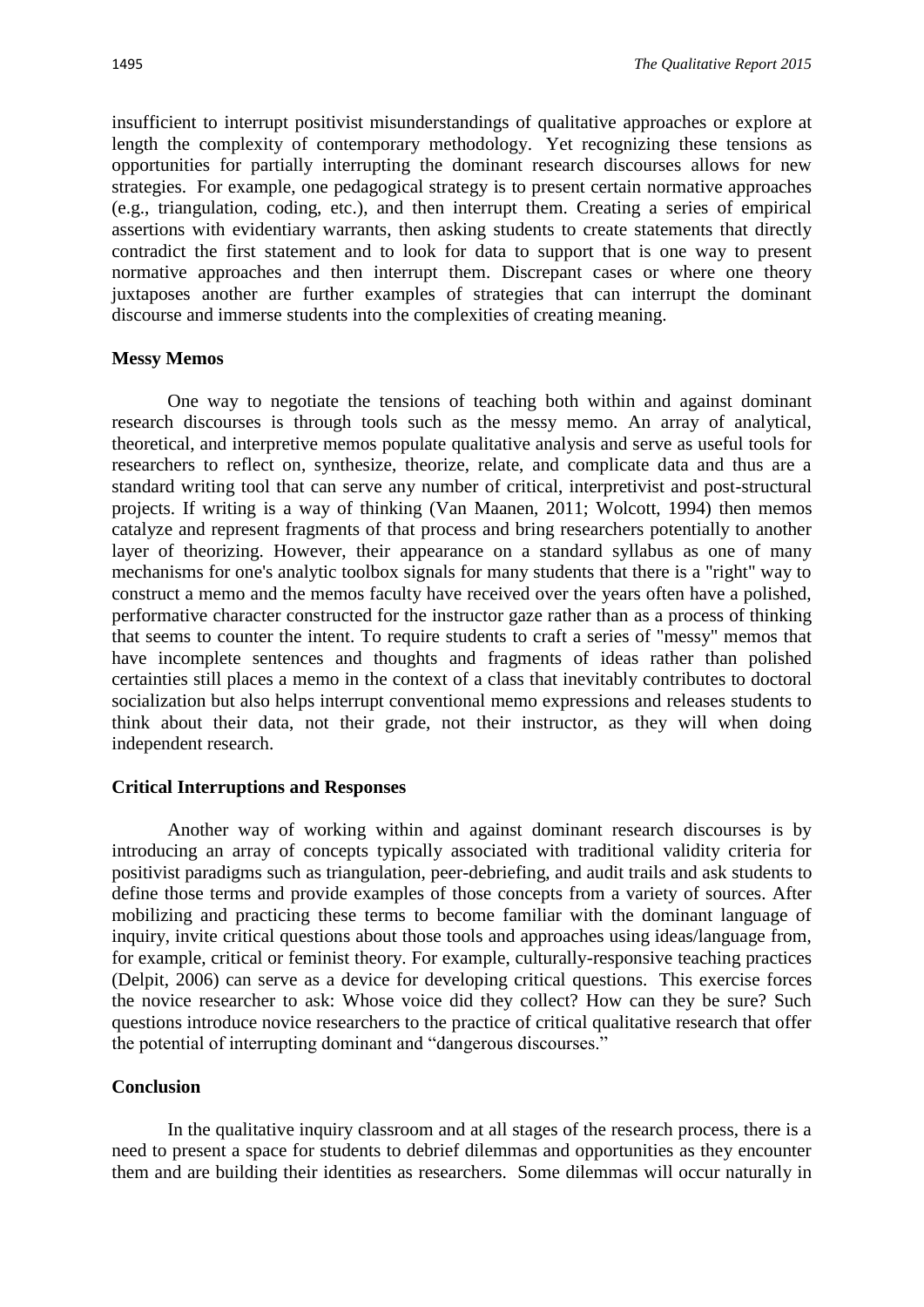insufficient to interrupt positivist misunderstandings of qualitative approaches or explore at length the complexity of contemporary methodology. Yet recognizing these tensions as opportunities for partially interrupting the dominant research discourses allows for new strategies. For example, one pedagogical strategy is to present certain normative approaches (e.g., triangulation, coding, etc.), and then interrupt them. Creating a series of empirical assertions with evidentiary warrants, then asking students to create statements that directly contradict the first statement and to look for data to support that is one way to present normative approaches and then interrupt them. Discrepant cases or where one theory juxtaposes another are further examples of strategies that can interrupt the dominant discourse and immerse students into the complexities of creating meaning.

### Messy Memos

One way to negotiate the tensions of teaching both within and against dominant research discourses is through tools such as the messy memo. An array of analytical, theoretical, and interpretive memos populate qualitative analysis and serve as useful tools for researchers to reflect on, synthesize, theorize, relate, and complicate data and thus are a standard writing tool that can serve any number of critical, interpretivist and post-structural projects. If writing is a way of thinking (Van Maanen, 2011; Wolcott, 1994) then memos catalyze and represent fragments of that process and bring researchers potentially to another layer of theorizing. However, their appearance on a standard syllabus as one of many mechanisms for one's analytic toolbox signals for many students that there is a "right" way to construct a memo and the memos faculty have received over the years often have a polished, performative character constructed for the instructor gaze rather than as a process of thinking that seems to counter the intent. To require students to craft a series of "messy" memos that have incomplete sentences and thoughts and fragments of ideas rather than polished certainties still places a memo in the context of a class that inevitably contributes to doctoral socialization but also helps interrupt conventional memo expressions and releases students to think about their data, not their grade, not their instructor, as they will when doing independent research.

### Critical Interruptions and Responses

Another way of working within and against dominant research discourses is by introducing an array of concepts typically associated with traditional validity criteria for positivist paradigms such as triangulation, peer-debriefing, and audit trails and ask students to define those terms and provide examples of those concepts from a variety of sources. After mobilizing and practicing these terms to become familiar with the dominant language of inquiry, invite critical questions about those tools and approaches using ideas/language from, for example, critical or feminist theory. For example, culturally-responsive teaching practices (Delpit, 2006) can serve as a device for developing critical questions. This exercise forces the novice researcher to ask: Whose voice did they collect? How can they be sure? Such questions introduce novice researchers to the practice of critical qualitative research that offer the potential of interrupting dominant and "dangerous discourses."

### Conclusion

In the qualitative inquiry classroom and at all stages of the research process, there is a need to present a space for students to debrief dilemmas and opportunities as they encounter them and are building their identities as researchers. Some dilemmas will occur naturally in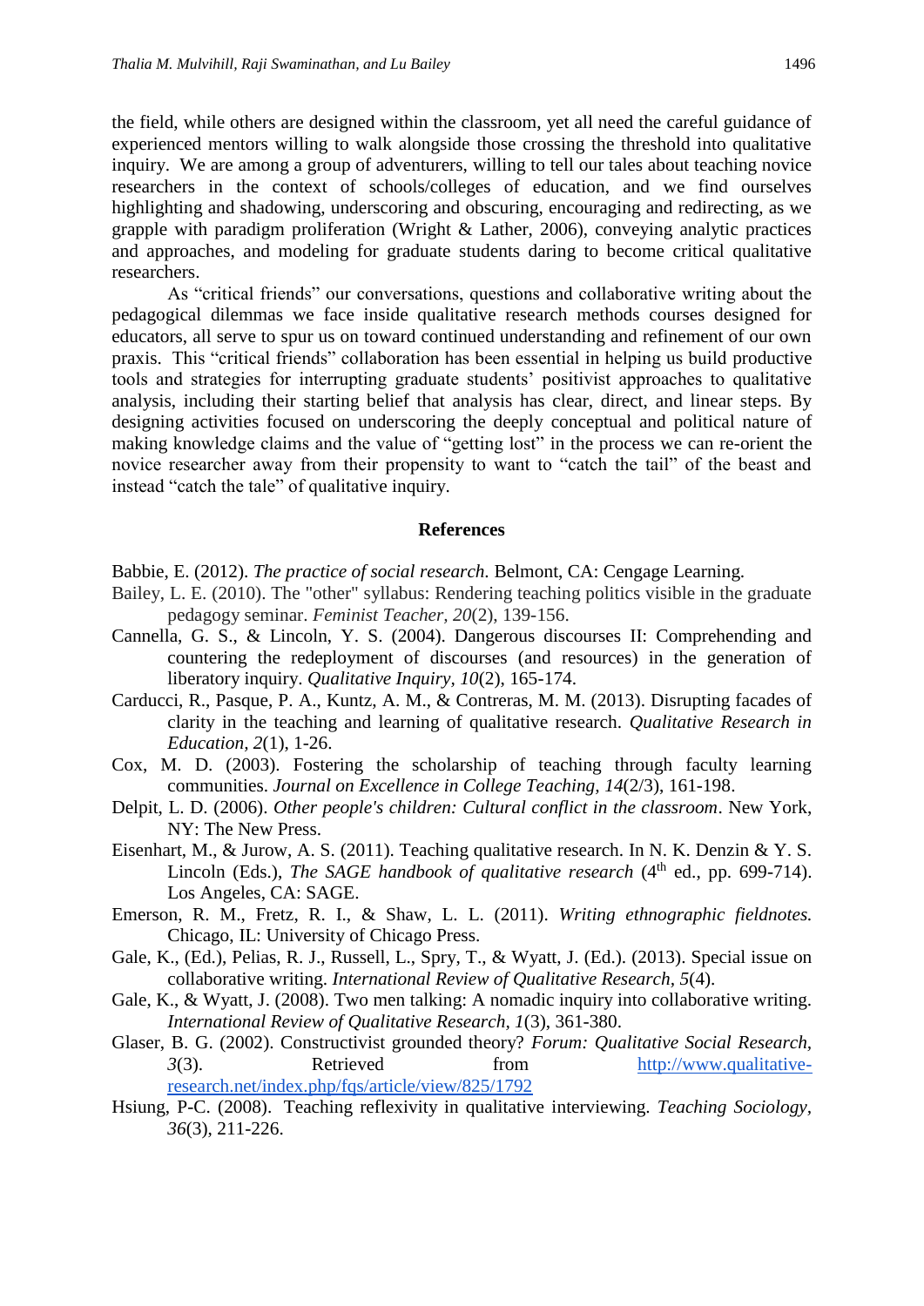the field, while others are designed within the classroom, yet all need the careful guidance of experienced mentors willing to walk alongside those crossing the threshold into qualitative inquiry. We are among a group of adventurers, willing to tell our tales about teaching novice researchers in the context of schools/colleges of education, and we find ourselves highlighting and shadowing, underscoring and obscuring, encouraging and redirecting, as we grapple with paradigm proliferation (Wright & Lather, 2006), conveying analytic practices and approaches, and modeling for graduate students daring to become critical qualitative researchers.

As "critical friends" our conversations, questions and collaborative writing about the pedagogical dilemmas we face inside qualitative research methods courses designed for educators, all serve to spur us on toward continued understanding and refinement of our own praxis. This "critical friends" collaboration has been essential in helping us build productive tools and strategies for interrupting graduate students' positivist approaches to qualitative analysis, including their starting belief that analysis has clear, direct, and linear steps. By designing activities focused on underscoring the deeply conceptual and political nature of making knowledge claims and the value of "getting lost" in the process we can re-orient the novice researcher away from their propensity to want to "catch the tail" of the beast and instead "catch the tale" of qualitative inquiry.

## References

Babbie, E. (2012). *The practice of social research.* Belmont, CA: Cengage Learning.

Bailey, L. E. (2010). The "other" syllabus: Rendering teaching politics visible in the graduate pedagogy seminar. *Feminist Teacher, 20*(2), 139-156.

Cannella, G. S., & Lincoln, Y. S. (2004). Dangerous discourses II: Comprehending and countering the redeployment of discourses (and resources) in the generation of liberatory inquiry. *Qualitative Inquiry, 10*(2), 165-174.

Carducci, R., Pasque, P. A., Kuntz, A. M., & Contreras, M. M. (2013). Disrupting facades of clarity in the teaching and learning of qualitative research. *Qualitative Research in Education, 2*(1), 1-26.

Cox, M. D. (2003). Fostering the scholarship of teaching through faculty learning communities. *Journal on Excellence in College Teaching, 14*(2/3), 161-198.

Delpit, L. D. (2006). *Other people's children: Cultural conflict in the classroom*. New York, NY: The New Press.

Eisenhart, M., & Jurow, A. S. (2011). Teaching qualitative research. In N. K. Denzin & Y. S. Lincoln (Eds.), *The SAGE handbook of qualitative research* (4th ed., pp. 699-714). Los Angeles, CA: SAGE.

Emerson, R. M., Fretz, R. I., & Shaw, L. L. (2011). *Writing ethnographic fieldnotes.* Chicago, IL: University of Chicago Press.

Gale, K., (Ed.), Pelias, R. J., Russell, L., Spry, T., & Wyatt, J. (Ed.). (2013). Special issue on collaborative writing. *International Review of Qualitative Research, 5*(4).

Gale, K., & Wyatt, J. (2008). Two men talking: A nomadic inquiry into collaborative writing. *International Review of Qualitative Research, 1*(3), 361-380.

Glaser, B. G. (2002). Constructivist grounded theory? *Forum: Qualitative Social Research, 3*(3). Retrieved from http://www.qualitative-research.net/index.php/fqs/article/view/825/1792

Hsiung, P-C. (2008). Teaching reflexivity in qualitative interviewing. *Teaching Sociology, 36*(3), 211-226.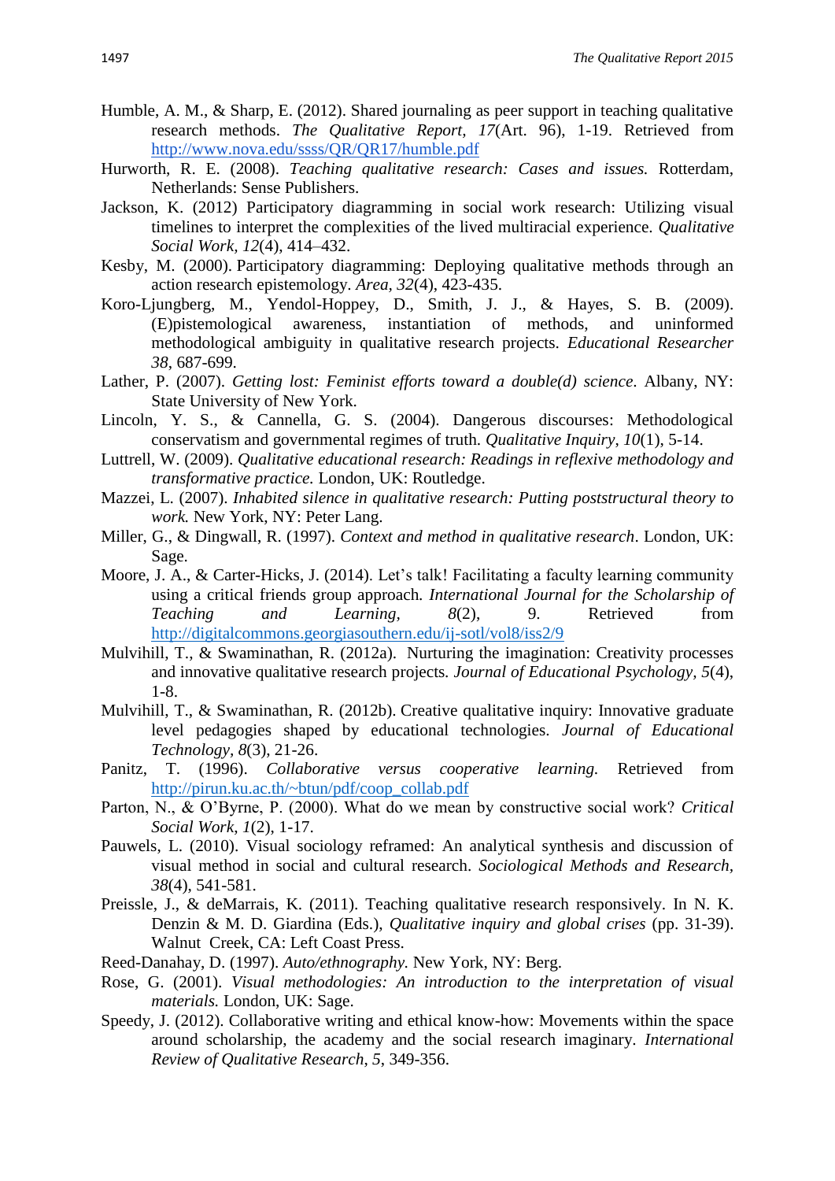Humble, A. M., & Sharp, E. (2012). Shared journaling as peer support in teaching qualitative research methods. *The Qualitative Report, 17*(Art. 96), 1-19. Retrieved from http://www.nova.edu/ssss/QR/QR17/humble.pdf

Hurworth, R. E. (2008). *Teaching qualitative research: Cases and issues.* Rotterdam, Netherlands: Sense Publishers.

Jackson, K. (2012) Participatory diagramming in social work research: Utilizing visual timelines to interpret the complexities of the lived multiracial experience. *Qualitative Social Work, 12*(4), 414–432.

Kesby, M. (2000). Participatory diagramming: Deploying qualitative methods through an action research epistemology. *Area, 32*(4), 423-435.

Koro-Ljungberg, M., Yendol-Hoppey, D., Smith, J. J., & Hayes, S. B. (2009). (E)pistemological awareness, instantiation of methods, and uninformed methodological ambiguity in qualitative research projects. *Educational Researcher 38*, 687-699.

Lather, P. (2007). *Getting lost: Feminist efforts toward a double(d) science*. Albany, NY: State University of New York.

Lincoln, Y. S., & Cannella, G. S. (2004). Dangerous discourses: Methodological conservatism and governmental regimes of truth. *Qualitative Inquiry, 10*(1), 5-14.

Luttrell, W. (2009). *Qualitative educational research: Readings in reflexive methodology and transformative practice.* London, UK: Routledge.

Mazzei, L. (2007). *Inhabited silence in qualitative research: Putting poststructural theory to work.* New York, NY: Peter Lang.

Miller, G., & Dingwall, R. (1997). *Context and method in qualitative research*. London, UK: Sage.

Moore, J. A., & Carter-Hicks, J. (2014). Let's talk! Facilitating a faculty learning community using a critical friends group approach. *International Journal for the Scholarship of Teaching and Learning, 8*(2), 9. Retrieved from http://digitalcommons.georgiasouthern.edu/ij-sotl/vol8/iss2/9

Mulvihill, T., & Swaminathan, R. (2012a). Nurturing the imagination: Creativity processes and innovative qualitative research projects. *Journal of Educational Psychology, 5*(4), 1-8.

Mulvihill, T., & Swaminathan, R. (2012b). Creative qualitative inquiry: Innovative graduate level pedagogies shaped by educational technologies. *Journal of Educational Technology, 8*(3), 21-26.

Panitz, T. (1996). *Collaborative versus cooperative learning.* Retrieved from http://pirun.ku.ac.th/~btun/pdf/coop_collab.pdf

Parton, N., & O'Byrne, P. (2000). What do we mean by constructive social work? *Critical Social Work, 1*(2), 1-17.

Pauwels, L. (2010). Visual sociology reframed: An analytical synthesis and discussion of visual method in social and cultural research. *Sociological Methods and Research, 38*(4), 541-581.

Preissle, J., & deMarrais, K. (2011). Teaching qualitative research responsively. In N. K. Denzin & M. D. Giardina (Eds.), *Qualitative inquiry and global crises* (pp. 31-39). Walnut Creek, CA: Left Coast Press.

Reed-Danahay, D. (1997). *Auto/ethnography.* New York, NY: Berg.

Rose, G. (2001). *Visual methodologies: An introduction to the interpretation of visual materials.* London, UK: Sage.

Speedy, J. (2012). Collaborative writing and ethical know-how: Movements within the space around scholarship, the academy and the social research imaginary. *International Review of Qualitative Research, 5*, 349-356.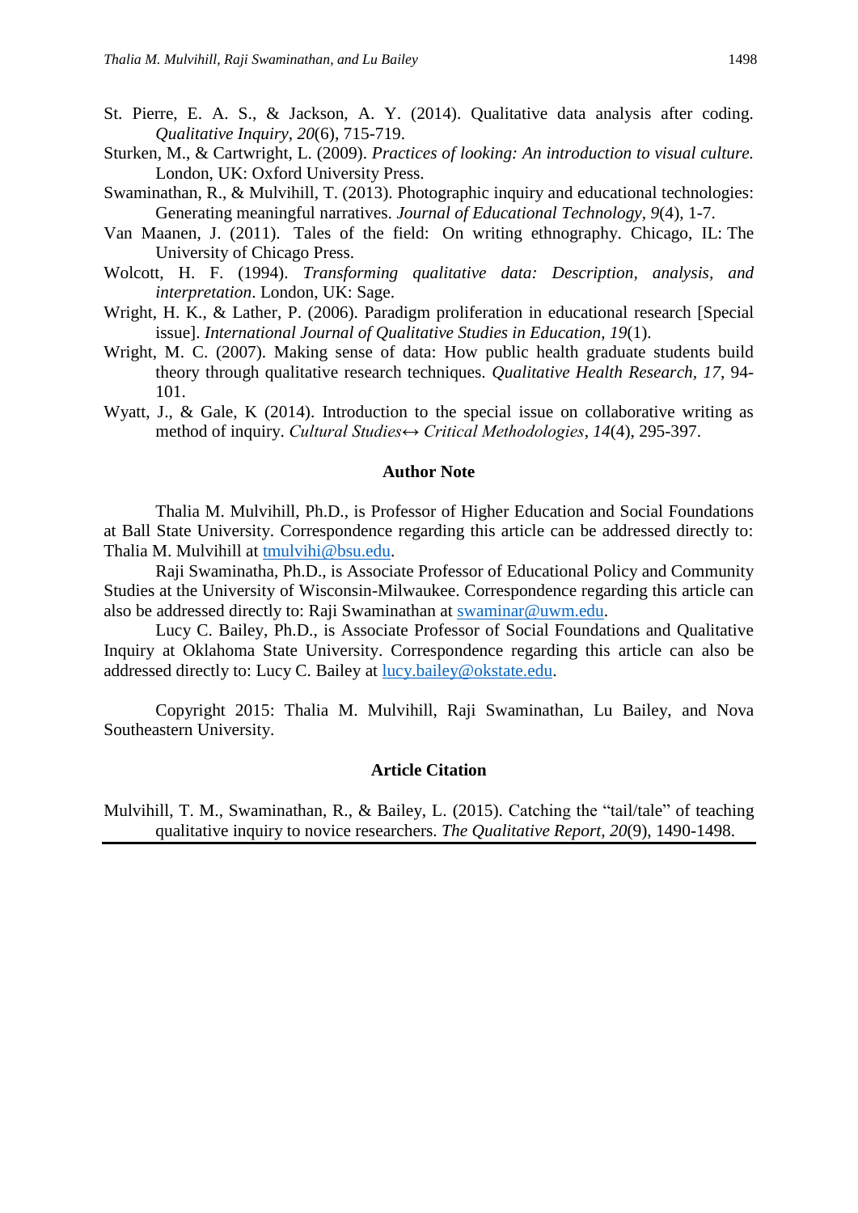St. Pierre, E. A. S., & Jackson, A. Y. (2014). Qualitative data analysis after coding. *Qualitative Inquiry*, *20*(6), 715-719.

Sturken, M., & Cartwright, L. (2009). *Practices of looking: An introduction to visual culture.* London, UK: Oxford University Press.

Swaminathan, R., & Mulvihill, T. (2013). Photographic inquiry and educational technologies: Generating meaningful narratives. *Journal of Educational Technology*, *9*(4), 1-7.

Van Maanen, J. (2011). Tales of the field: On writing ethnography. Chicago, IL: The University of Chicago Press.

Wolcott, H. F. (1994). *Transforming qualitative data: Description, analysis, and interpretation*. London, UK: Sage.

Wright, H. K., & Lather, P. (2006). Paradigm proliferation in educational research [Special issue]. *International Journal of Qualitative Studies in Education*, *19*(1).

Wright, M. C. (2007). Making sense of data: How public health graduate students build theory through qualitative research techniques. *Qualitative Health Research, 17*, 94-101.

Wyatt, J., & Gale, K (2014). Introduction to the special issue on collaborative writing as method of inquiry. *Cultural Studies↔ Critical Methodologies*, *14*(4), 295-397.

## Author Note

Thalia M. Mulvihill, Ph.D., is Professor of Higher Education and Social Foundations at Ball State University. Correspondence regarding this article can be addressed directly to: Thalia M. Mulvihill at tmulvihi@bsu.edu.

Raji Swaminatha, Ph.D., is Associate Professor of Educational Policy and Community Studies at the University of Wisconsin-Milwaukee. Correspondence regarding this article can also be addressed directly to: Raji Swaminathan at swaminar@uwm.edu.

Lucy C. Bailey, Ph.D., is Associate Professor of Social Foundations and Qualitative Inquiry at Oklahoma State University. Correspondence regarding this article can also be addressed directly to: Lucy C. Bailey at lucy.bailey@okstate.edu.

Copyright 2015: Thalia M. Mulvihill, Raji Swaminathan, Lu Bailey, and Nova Southeastern University.

## Article Citation

Mulvihill, T. M., Swaminathan, R., & Bailey, L. (2015). Catching the "tail/tale" of teaching qualitative inquiry to novice researchers. *The Qualitative Report, 20*(9), 1490-1498.